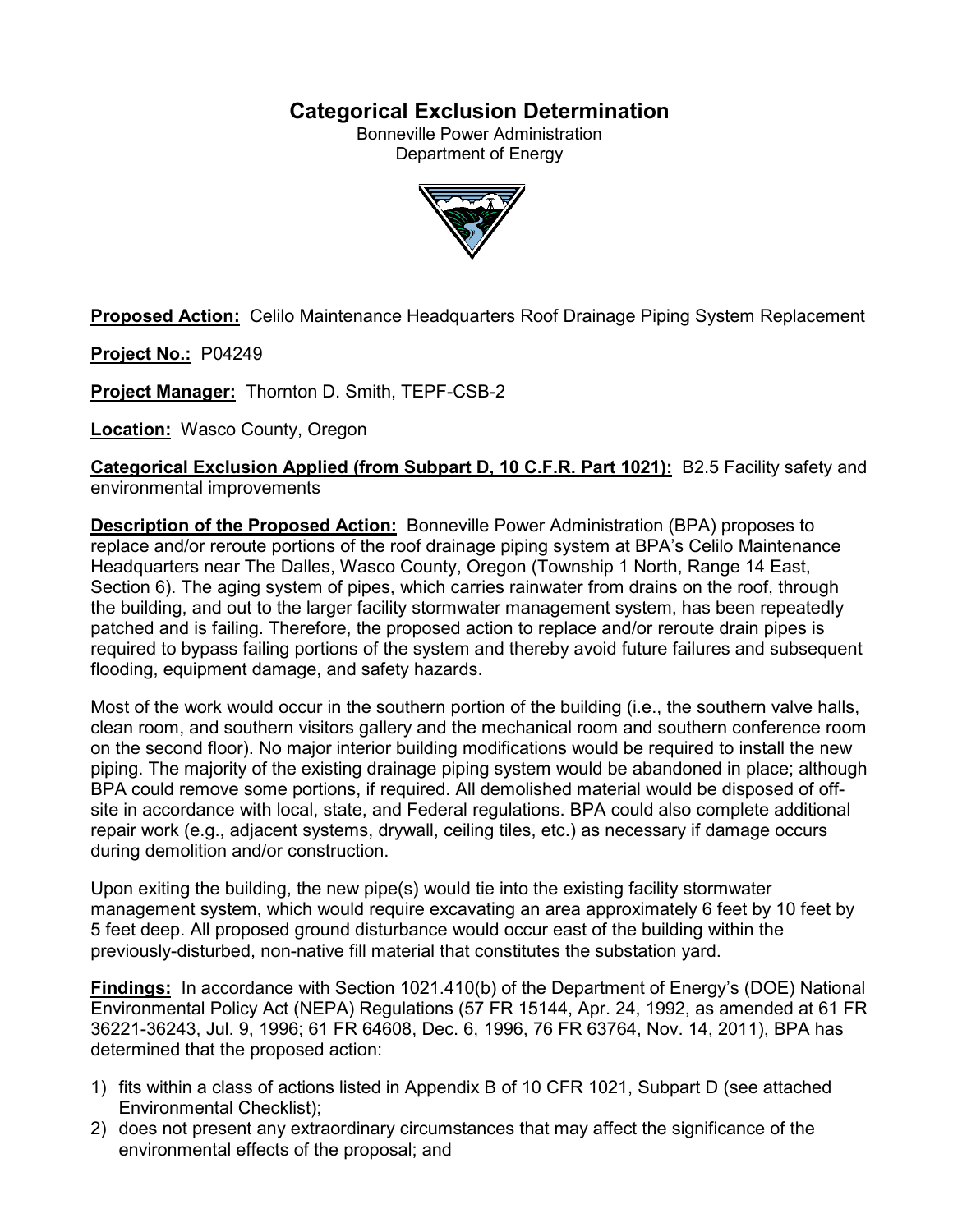# Categorical Exclusion Determination

Bonneville Power Administration
Department of Energy

**Proposed Action:** Celilo Maintenance Headquarters Roof Drainage Piping System Replacement

**Project No.:** P04249

**Project Manager:** Thornton D. Smith, TEPF-CSB-2

**Location:** Wasco County, Oregon

**Categorical Exclusion Applied (from Subpart D, 10 C.F.R. Part 1021):** B2.5 Facility safety and environmental improvements

**Description of the Proposed Action:** Bonneville Power Administration (BPA) proposes to replace and/or reroute portions of the roof drainage piping system at BPA's Celilo Maintenance Headquarters near The Dalles, Wasco County, Oregon (Township 1 North, Range 14 East, Section 6). The aging system of pipes, which carries rainwater from drains on the roof, through the building, and out to the larger facility stormwater management system, has been repeatedly patched and is failing. Therefore, the proposed action to replace and/or reroute drain pipes is required to bypass failing portions of the system and thereby avoid future failures and subsequent flooding, equipment damage, and safety hazards.

Most of the work would occur in the southern portion of the building (i.e., the southern valve halls, clean room, and southern visitors gallery and the mechanical room and southern conference room on the second floor). No major interior building modifications would be required to install the new piping. The majority of the existing drainage piping system would be abandoned in place; although BPA could remove some portions, if required. All demolished material would be disposed of off-site in accordance with local, state, and Federal regulations. BPA could also complete additional repair work (e.g., adjacent systems, drywall, ceiling tiles, etc.) as necessary if damage occurs during demolition and/or construction.

Upon exiting the building, the new pipe(s) would tie into the existing facility stormwater management system, which would require excavating an area approximately 6 feet by 10 feet by 5 feet deep. All proposed ground disturbance would occur east of the building within the previously-disturbed, non-native fill material that constitutes the substation yard.

**Findings:** In accordance with Section 1021.410(b) of the Department of Energy's (DOE) National Environmental Policy Act (NEPA) Regulations (57 FR 15144, Apr. 24, 1992, as amended at 61 FR 36221-36243, Jul. 9, 1996; 61 FR 64608, Dec. 6, 1996, 76 FR 63764, Nov. 14, 2011), BPA has determined that the proposed action:

1) fits within a class of actions listed in Appendix B of 10 CFR 1021, Subpart D (see attached Environmental Checklist);
2) does not present any extraordinary circumstances that may affect the significance of the environmental effects of the proposal; and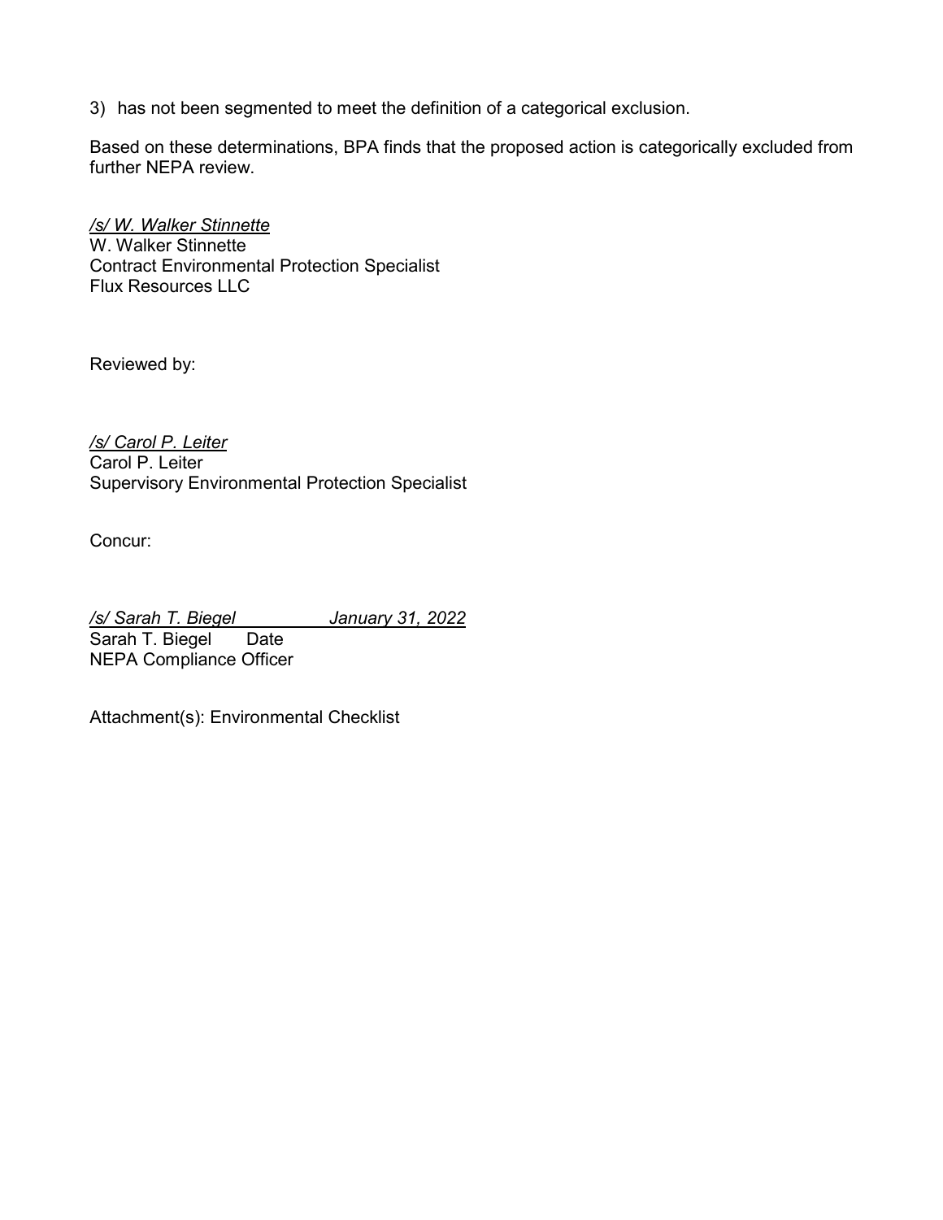3) has not been segmented to meet the definition of a categorical exclusion.

Based on these determinations, BPA finds that the proposed action is categorically excluded from further NEPA review.

*/s/ W. Walker Stinnette*
W. Walker Stinnette
Contract Environmental Protection Specialist
Flux Resources LLC

Reviewed by:

*/s/ Carol P. Leiter*
Carol P. Leiter
Supervisory Environmental Protection Specialist

Concur:

*/s/ Sarah T. Biegel* *January 31, 2022*
Sarah T. Biegel Date
NEPA Compliance Officer

Attachment(s): Environmental Checklist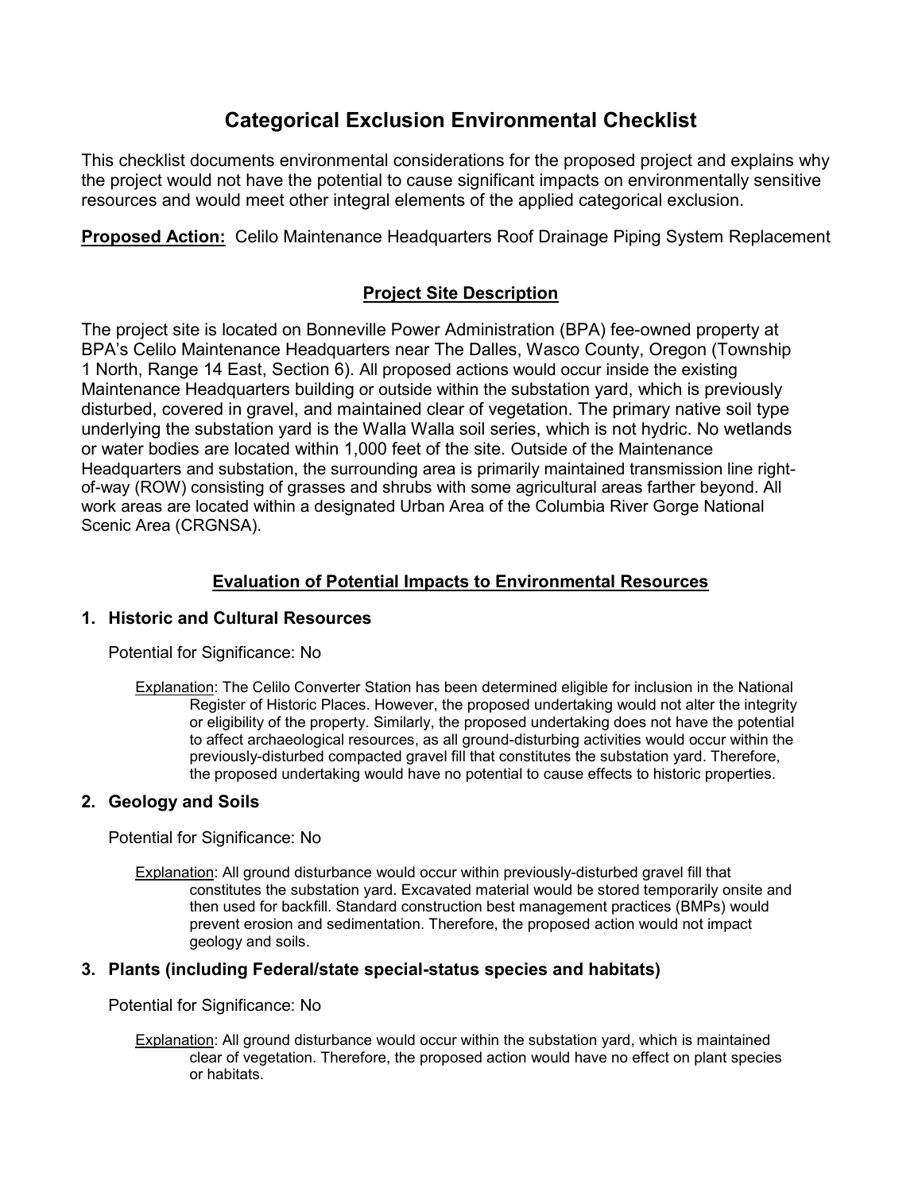# Categorical Exclusion Environmental Checklist

This checklist documents environmental considerations for the proposed project and explains why the project would not have the potential to cause significant impacts on environmentally sensitive resources and would meet other integral elements of the applied categorical exclusion.

**Proposed Action:** Celilo Maintenance Headquarters Roof Drainage Piping System Replacement

## Project Site Description

The project site is located on Bonneville Power Administration (BPA) fee-owned property at BPA's Celilo Maintenance Headquarters near The Dalles, Wasco County, Oregon (Township 1 North, Range 14 East, Section 6). All proposed actions would occur inside the existing Maintenance Headquarters building or outside within the substation yard, which is previously disturbed, covered in gravel, and maintained clear of vegetation. The primary native soil type underlying the substation yard is the Walla Walla soil series, which is not hydric. No wetlands or water bodies are located within 1,000 feet of the site. Outside of the Maintenance Headquarters and substation, the surrounding area is primarily maintained transmission line right-of-way (ROW) consisting of grasses and shrubs with some agricultural areas farther beyond. All work areas are located within a designated Urban Area of the Columbia River Gorge National Scenic Area (CRGNSA).

## Evaluation of Potential Impacts to Environmental Resources

### 1. Historic and Cultural Resources

Potential for Significance: No

Explanation: The Celilo Converter Station has been determined eligible for inclusion in the National Register of Historic Places. However, the proposed undertaking would not alter the integrity or eligibility of the property. Similarly, the proposed undertaking does not have the potential to affect archaeological resources, as all ground-disturbing activities would occur within the previously-disturbed compacted gravel fill that constitutes the substation yard. Therefore, the proposed undertaking would have no potential to cause effects to historic properties.

### 2. Geology and Soils

Potential for Significance: No

Explanation: All ground disturbance would occur within previously-disturbed gravel fill that constitutes the substation yard. Excavated material would be stored temporarily onsite and then used for backfill. Standard construction best management practices (BMPs) would prevent erosion and sedimentation. Therefore, the proposed action would not impact geology and soils.

### 3. Plants (including Federal/state special-status species and habitats)

Potential for Significance: No

Explanation: All ground disturbance would occur within the substation yard, which is maintained clear of vegetation. Therefore, the proposed action would have no effect on plant species or habitats.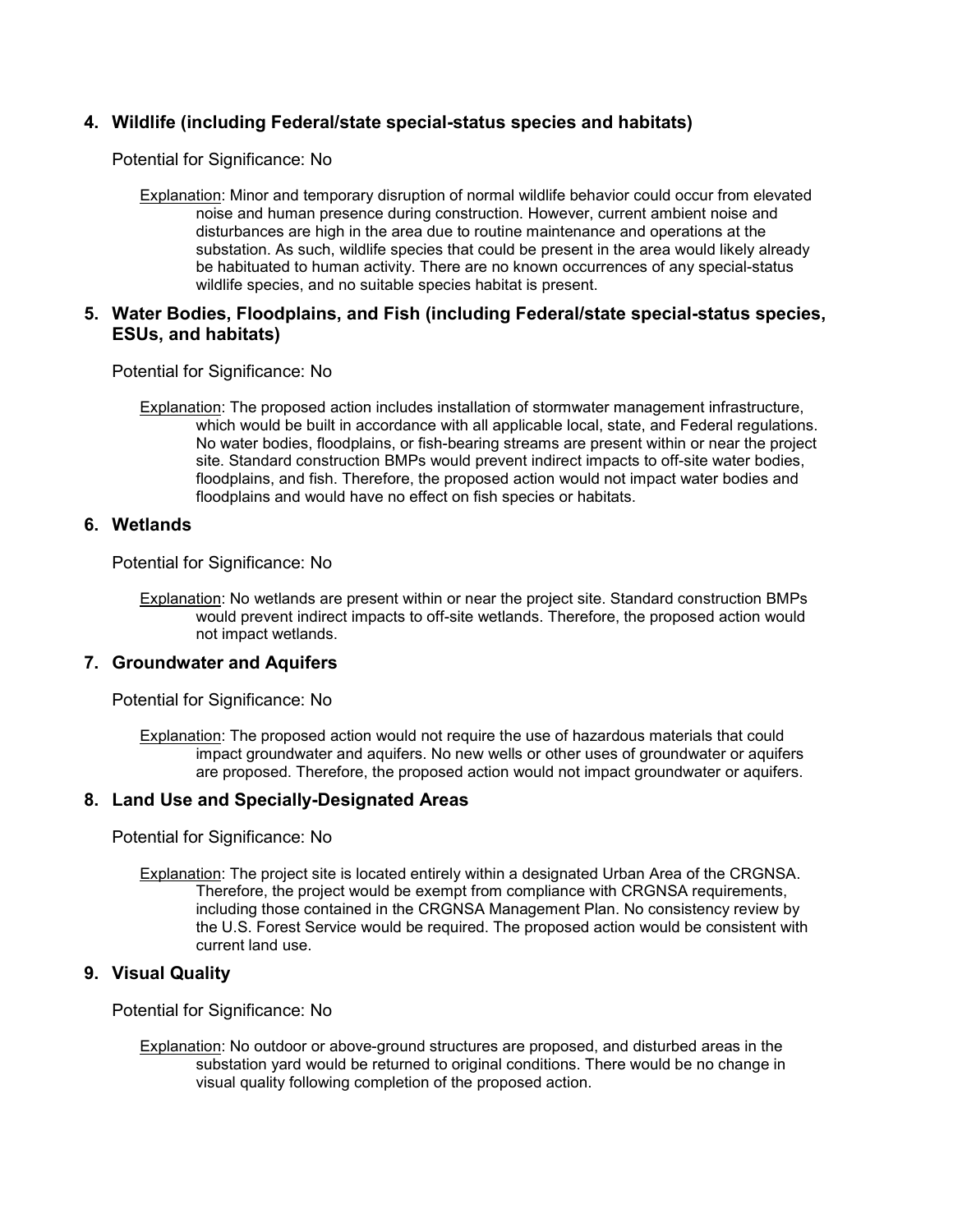## 4. Wildlife (including Federal/state special-status species and habitats)

Potential for Significance: No

Explanation: Minor and temporary disruption of normal wildlife behavior could occur from elevated noise and human presence during construction. However, current ambient noise and disturbances are high in the area due to routine maintenance and operations at the substation. As such, wildlife species that could be present in the area would likely already be habituated to human activity. There are no known occurrences of any special-status wildlife species, and no suitable species habitat is present.

## 5. Water Bodies, Floodplains, and Fish (including Federal/state special-status species, ESUs, and habitats)

Potential for Significance: No

Explanation: The proposed action includes installation of stormwater management infrastructure, which would be built in accordance with all applicable local, state, and Federal regulations. No water bodies, floodplains, or fish-bearing streams are present within or near the project site. Standard construction BMPs would prevent indirect impacts to off-site water bodies, floodplains, and fish. Therefore, the proposed action would not impact water bodies and floodplains and would have no effect on fish species or habitats.

## 6. Wetlands

Potential for Significance: No

Explanation: No wetlands are present within or near the project site. Standard construction BMPs would prevent indirect impacts to off-site wetlands. Therefore, the proposed action would not impact wetlands.

## 7. Groundwater and Aquifers

Potential for Significance: No

Explanation: The proposed action would not require the use of hazardous materials that could impact groundwater and aquifers. No new wells or other uses of groundwater or aquifers are proposed. Therefore, the proposed action would not impact groundwater or aquifers.

## 8. Land Use and Specially-Designated Areas

Potential for Significance: No

Explanation: The project site is located entirely within a designated Urban Area of the CRGNSA. Therefore, the project would be exempt from compliance with CRGNSA requirements, including those contained in the CRGNSA Management Plan. No consistency review by the U.S. Forest Service would be required. The proposed action would be consistent with current land use.

## 9. Visual Quality

Potential for Significance: No

Explanation: No outdoor or above-ground structures are proposed, and disturbed areas in the substation yard would be returned to original conditions. There would be no change in visual quality following completion of the proposed action.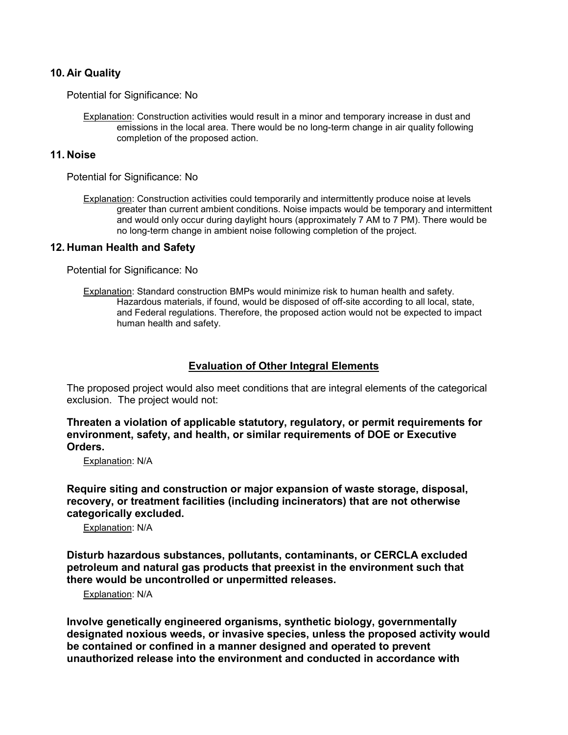### 10. Air Quality

Potential for Significance: No

Explanation: Construction activities would result in a minor and temporary increase in dust and emissions in the local area. There would be no long-term change in air quality following completion of the proposed action.

### 11. Noise

Potential for Significance: No

Explanation: Construction activities could temporarily and intermittently produce noise at levels greater than current ambient conditions. Noise impacts would be temporary and intermittent and would only occur during daylight hours (approximately 7 AM to 7 PM). There would be no long-term change in ambient noise following completion of the project.

### 12. Human Health and Safety

Potential for Significance: No

Explanation: Standard construction BMPs would minimize risk to human health and safety. Hazardous materials, if found, would be disposed of off-site according to all local, state, and Federal regulations. Therefore, the proposed action would not be expected to impact human health and safety.

## Evaluation of Other Integral Elements

The proposed project would also meet conditions that are integral elements of the categorical exclusion. The project would not:

**Threaten a violation of applicable statutory, regulatory, or permit requirements for environment, safety, and health, or similar requirements of DOE or Executive Orders.**

Explanation: N/A

**Require siting and construction or major expansion of waste storage, disposal, recovery, or treatment facilities (including incinerators) that are not otherwise categorically excluded.**

Explanation: N/A

**Disturb hazardous substances, pollutants, contaminants, or CERCLA excluded petroleum and natural gas products that preexist in the environment such that there would be uncontrolled or unpermitted releases.**

Explanation: N/A

**Involve genetically engineered organisms, synthetic biology, governmentally designated noxious weeds, or invasive species, unless the proposed activity would be contained or confined in a manner designed and operated to prevent unauthorized release into the environment and conducted in accordance with**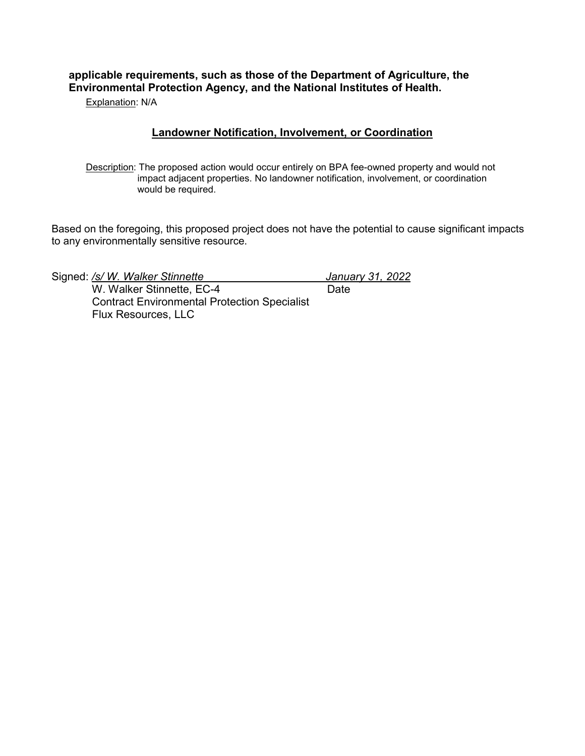**applicable requirements, such as those of the Department of Agriculture, the Environmental Protection Agency, and the National Institutes of Health.**

Explanation: N/A

## Landowner Notification, Involvement, or Coordination

Description: The proposed action would occur entirely on BPA fee-owned property and would not impact adjacent properties. No landowner notification, involvement, or coordination would be required.

Based on the foregoing, this proposed project does not have the potential to cause significant impacts to any environmentally sensitive resource.

Signed: */s/ W. Walker Stinnette* *January 31, 2022*
W. Walker Stinnette, EC-4 Date
Contract Environmental Protection Specialist
Flux Resources, LLC